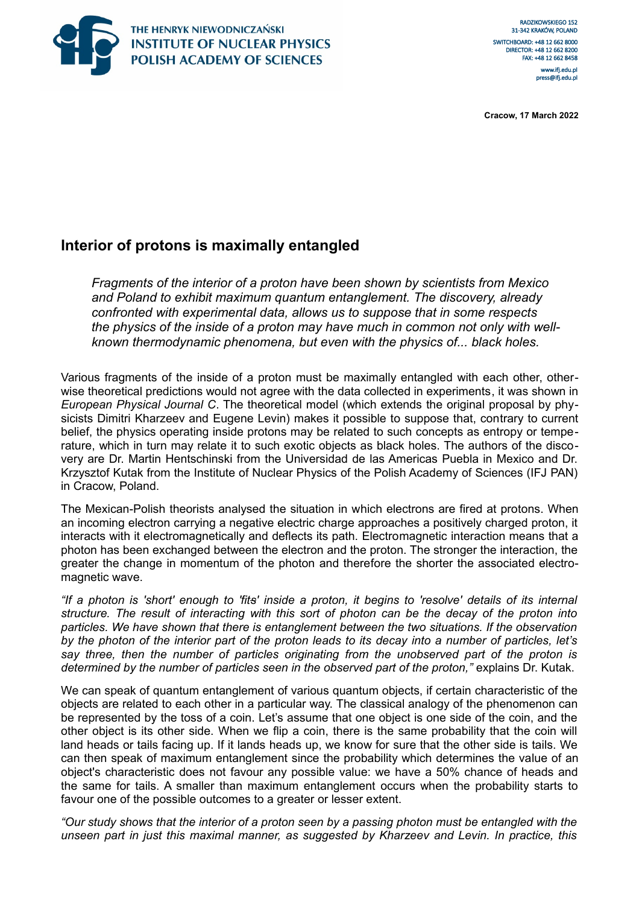THE HENRYK NIEWODNICZAŃSKI
INSTITUTE OF NUCLEAR PHYSICS
POLISH ACADEMY OF SCIENCES

RADZIKOWSKIEGO 152
31-342 KRAKÓW, POLAND
SWITCHBOARD: +48 12 662 8000
DIRECTOR: +48 12 662 8200
FAX: +48 12 662 8458
www.ifj.edu.pl
press@ifj.edu.pl

**Cracow, 17 March 2022**

## Interior of protons is maximally entangled

*Fragments of the interior of a proton have been shown by scientists from Mexico and Poland to exhibit maximum quantum entanglement. The discovery, already confronted with experimental data, allows us to suppose that in some respects the physics of the inside of a proton may have much in common not only with well-known thermodynamic phenomena, but even with the physics of... black holes.*

Various fragments of the inside of a proton must be maximally entangled with each other, otherwise theoretical predictions would not agree with the data collected in experiments, it was shown in *European Physical Journal C*. The theoretical model (which extends the original proposal by physicists Dimitri Kharzeev and Eugene Levin) makes it possible to suppose that, contrary to current belief, the physics operating inside protons may be related to such concepts as entropy or temperature, which in turn may relate it to such exotic objects as black holes. The authors of the discovery are Dr. Martin Hentschinski from the Universidad de las Americas Puebla in Mexico and Dr. Krzysztof Kutak from the Institute of Nuclear Physics of the Polish Academy of Sciences (IFJ PAN) in Cracow, Poland.

The Mexican-Polish theorists analysed the situation in which electrons are fired at protons. When an incoming electron carrying a negative electric charge approaches a positively charged proton, it interacts with it electromagnetically and deflects its path. Electromagnetic interaction means that a photon has been exchanged between the electron and the proton. The stronger the interaction, the greater the change in momentum of the photon and therefore the shorter the associated electromagnetic wave.

*"If a photon is 'short' enough to 'fits' inside a proton, it begins to 'resolve' details of its internal structure. The result of interacting with this sort of photon can be the decay of the proton into particles. We have shown that there is entanglement between the two situations. If the observation by the photon of the interior part of the proton leads to its decay into a number of particles, let's say three, then the number of particles originating from the unobserved part of the proton is determined by the number of particles seen in the observed part of the proton,"* explains Dr. Kutak.

We can speak of quantum entanglement of various quantum objects, if certain characteristic of the objects are related to each other in a particular way. The classical analogy of the phenomenon can be represented by the toss of a coin. Let's assume that one object is one side of the coin, and the other object is its other side. When we flip a coin, there is the same probability that the coin will land heads or tails facing up. If it lands heads up, we know for sure that the other side is tails. We can then speak of maximum entanglement since the probability which determines the value of an object's characteristic does not favour any possible value: we have a 50% chance of heads and the same for tails. A smaller than maximum entanglement occurs when the probability starts to favour one of the possible outcomes to a greater or lesser extent.

*"Our study shows that the interior of a proton seen by a passing photon must be entangled with the unseen part in just this maximal manner, as suggested by Kharzeev and Levin. In practice, this*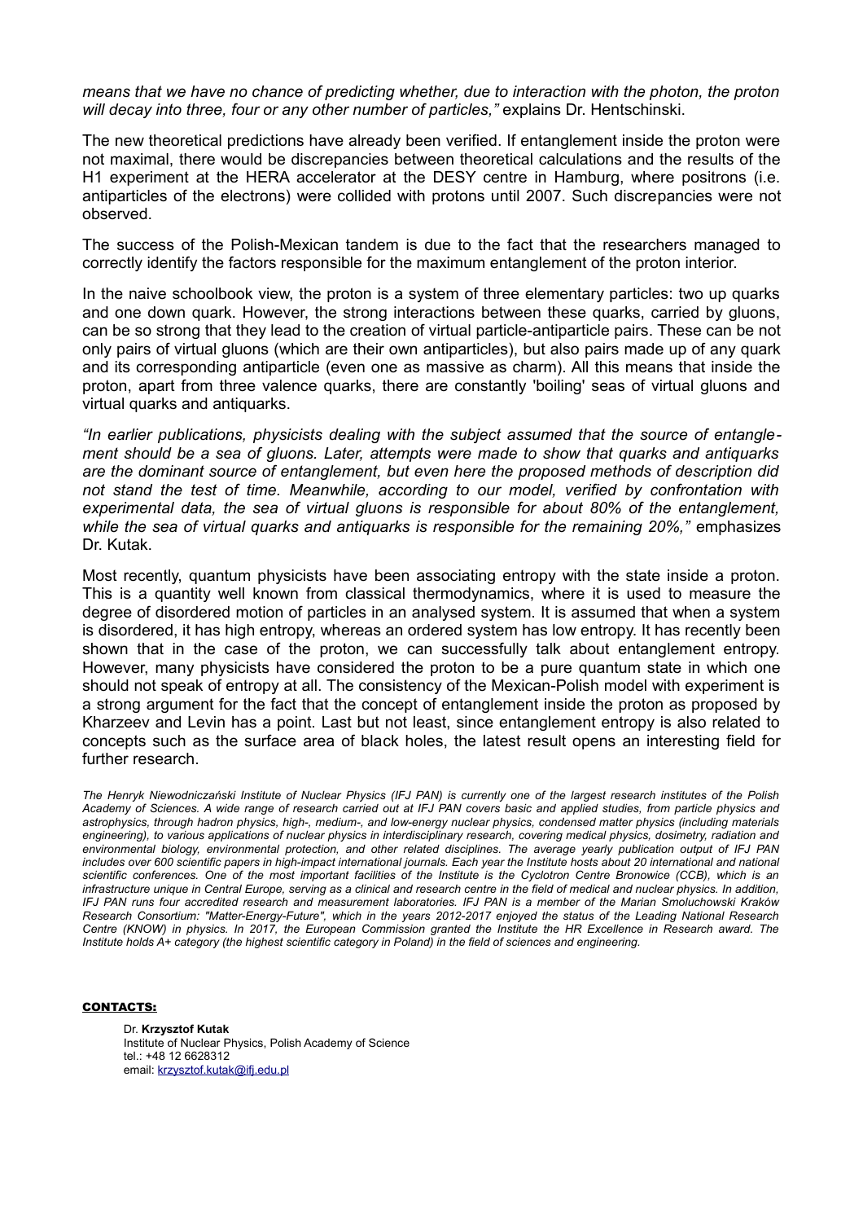*means that we have no chance of predicting whether, due to interaction with the photon, the proton will decay into three, four or any other number of particles,"* explains Dr. Hentschinski.

The new theoretical predictions have already been verified. If entanglement inside the proton were not maximal, there would be discrepancies between theoretical calculations and the results of the H1 experiment at the HERA accelerator at the DESY centre in Hamburg, where positrons (i.e. antiparticles of the electrons) were collided with protons until 2007. Such discrepancies were not observed.

The success of the Polish-Mexican tandem is due to the fact that the researchers managed to correctly identify the factors responsible for the maximum entanglement of the proton interior.

In the naive schoolbook view, the proton is a system of three elementary particles: two up quarks and one down quark. However, the strong interactions between these quarks, carried by gluons, can be so strong that they lead to the creation of virtual particle-antiparticle pairs. These can be not only pairs of virtual gluons (which are their own antiparticles), but also pairs made up of any quark and its corresponding antiparticle (even one as massive as charm). All this means that inside the proton, apart from three valence quarks, there are constantly 'boiling' seas of virtual gluons and virtual quarks and antiquarks.

*"In earlier publications, physicists dealing with the subject assumed that the source of entanglement should be a sea of gluons. Later, attempts were made to show that quarks and antiquarks are the dominant source of entanglement, but even here the proposed methods of description did not stand the test of time. Meanwhile, according to our model, verified by confrontation with experimental data, the sea of virtual gluons is responsible for about 80% of the entanglement, while the sea of virtual quarks and antiquarks is responsible for the remaining 20%,"* emphasizes Dr. Kutak.

Most recently, quantum physicists have been associating entropy with the state inside a proton. This is a quantity well known from classical thermodynamics, where it is used to measure the degree of disordered motion of particles in an analysed system. It is assumed that when a system is disordered, it has high entropy, whereas an ordered system has low entropy. It has recently been shown that in the case of the proton, we can successfully talk about entanglement entropy. However, many physicists have considered the proton to be a pure quantum state in which one should not speak of entropy at all. The consistency of the Mexican-Polish model with experiment is a strong argument for the fact that the concept of entanglement inside the proton as proposed by Kharzeev and Levin has a point. Last but not least, since entanglement entropy is also related to concepts such as the surface area of black holes, the latest result opens an interesting field for further research.

*The Henryk Niewodniczański Institute of Nuclear Physics (IFJ PAN) is currently one of the largest research institutes of the Polish Academy of Sciences. A wide range of research carried out at IFJ PAN covers basic and applied studies, from particle physics and astrophysics, through hadron physics, high-, medium-, and low-energy nuclear physics, condensed matter physics (including materials engineering), to various applications of nuclear physics in interdisciplinary research, covering medical physics, dosimetry, radiation and environmental biology, environmental protection, and other related disciplines. The average yearly publication output of IFJ PAN includes over 600 scientific papers in high-impact international journals. Each year the Institute hosts about 20 international and national scientific conferences. One of the most important facilities of the Institute is the Cyclotron Centre Bronowice (CCB), which is an infrastructure unique in Central Europe, serving as a clinical and research centre in the field of medical and nuclear physics. In addition, IFJ PAN runs four accredited research and measurement laboratories. IFJ PAN is a member of the Marian Smoluchowski Kraków Research Consortium: "Matter-Energy-Future", which in the years 2012-2017 enjoyed the status of the Leading National Research Centre (KNOW) in physics. In 2017, the European Commission granted the Institute the HR Excellence in Research award. The Institute holds A+ category (the highest scientific category in Poland) in the field of sciences and engineering.*

**CONTACTS:**

Dr. **Krzysztof Kutak**
Institute of Nuclear Physics, Polish Academy of Science
tel.: +48 12 6628312
email: krzysztof.kutak@ifj.edu.pl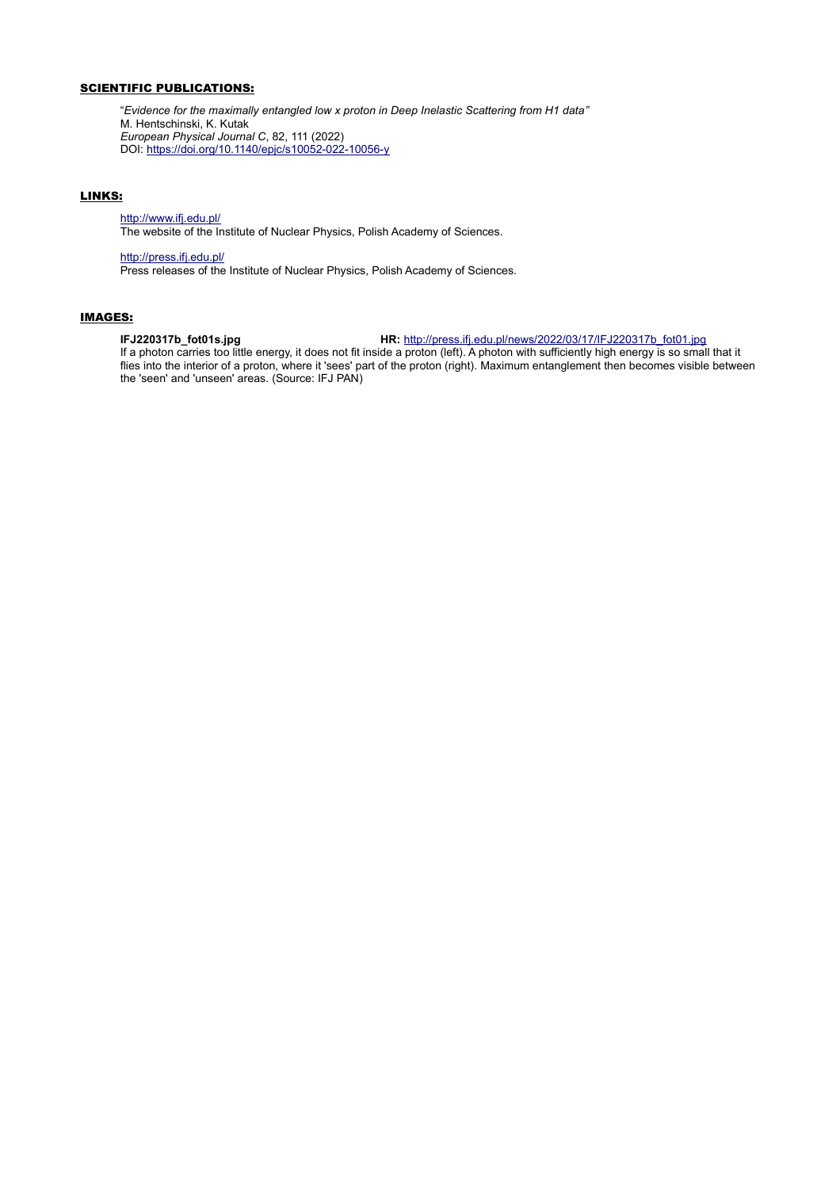## SCIENTIFIC PUBLICATIONS:

"*Evidence for the maximally entangled low x proton in Deep Inelastic Scattering from H1 data"*
M. Hentschinski, K. Kutak
*European Physical Journal C*, 82, 111 (2022)
DOI: https://doi.org/10.1140/epjc/s10052-022-10056-y

## LINKS:

http://www.ifj.edu.pl/
The website of the Institute of Nuclear Physics, Polish Academy of Sciences.

http://press.ifj.edu.pl/
Press releases of the Institute of Nuclear Physics, Polish Academy of Sciences.

## IMAGES:

**IFJ220317b_fot01s.jpg** **HR:** http://press.ifj.edu.pl/news/2022/03/17/IFJ220317b_fot01.jpg
If a photon carries too little energy, it does not fit inside a proton (left). A photon with sufficiently high energy is so small that it flies into the interior of a proton, where it 'sees' part of the proton (right). Maximum entanglement then becomes visible between the 'seen' and 'unseen' areas. (Source: IFJ PAN)